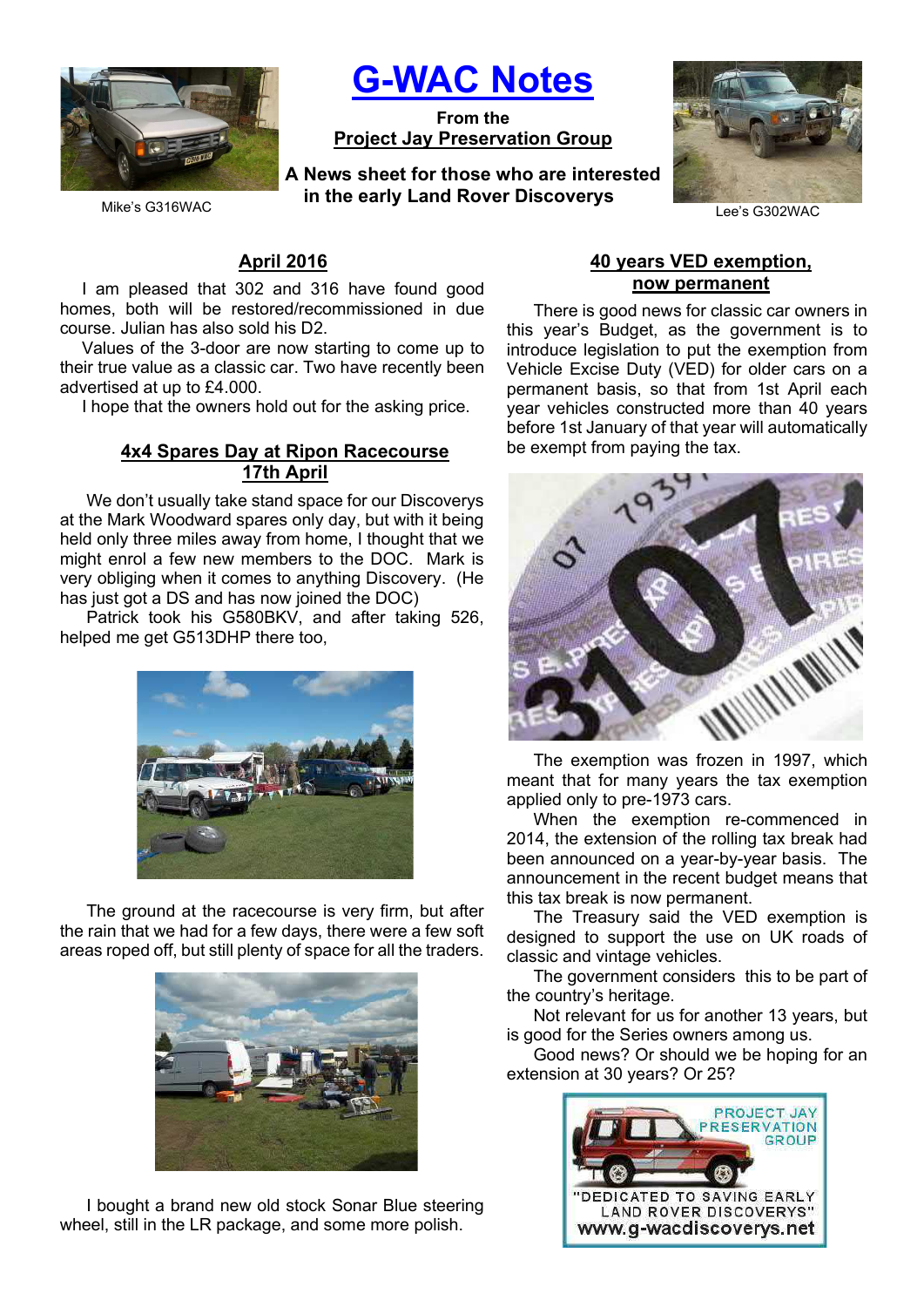# G-WAC Notes

**From the**
**Project Jay Preservation Group**

**A News sheet for those who are interested in the early Land Rover Discoverys**

Mike's G316WAC

Lee's G302WAC

## April 2016

I am pleased that 302 and 316 have found good homes, both will be restored/recommissioned in due course. Julian has also sold his D2.

Values of the 3-door are now starting to come up to their true value as a classic car. Two have recently been advertised at up to £4.000.

I hope that the owners hold out for the asking price.

## 4x4 Spares Day at Ripon Racecourse 17th April

We don't usually take stand space for our Discoverys at the Mark Woodward spares only day, but with it being held only three miles away from home, I thought that we might enrol a few new members to the DOC. Mark is very obliging when it comes to anything Discovery. (He has just got a DS and has now joined the DOC)

Patrick took his G580BKV, and after taking 526, helped me get G513DHP there too,

The ground at the racecourse is very firm, but after the rain that we had for a few days, there were a few soft areas roped off, but still plenty of space for all the traders.

I bought a brand new old stock Sonar Blue steering wheel, still in the LR package, and some more polish.

## 40 years VED exemption, now permanent

There is good news for classic car owners in this year's Budget, as the government is to introduce legislation to put the exemption from Vehicle Excise Duty (VED) for older cars on a permanent basis, so that from 1st April each year vehicles constructed more than 40 years before 1st January of that year will automatically be exempt from paying the tax.

The exemption was frozen in 1997, which meant that for many years the tax exemption applied only to pre-1973 cars.

When the exemption re-commenced in 2014, the extension of the rolling tax break had been announced on a year-by-year basis. The announcement in the recent budget means that this tax break is now permanent.

The Treasury said the VED exemption is designed to support the use on UK roads of classic and vintage vehicles.

The government considers this to be part of the country's heritage.

Not relevant for us for another 13 years, but is good for the Series owners among us.

Good news? Or should we be hoping for an extension at 30 years? Or 25?

PROJECT JAY PRESERVATION GROUP
"DEDICATED TO SAVING EARLY LAND ROVER DISCOVERYS"
www.g-wacdiscoverys.net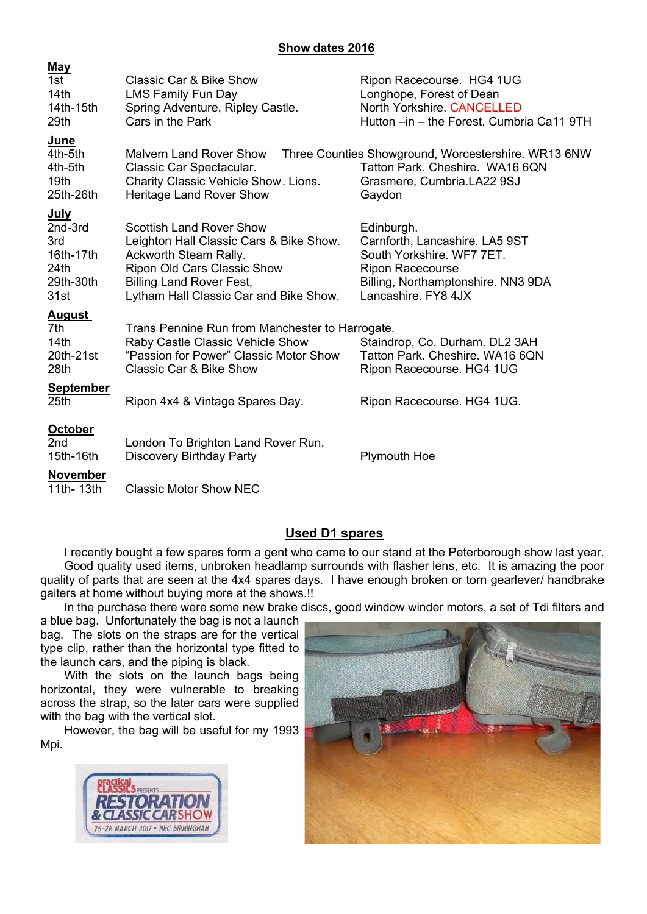## Show dates 2016

**May**

| | | |
|---|---|---|
| 1st | Classic Car & Bike Show | Ripon Racecourse. HG4 1UG |
| 14th | LMS Family Fun Day | Longhope, Forest of Dean |
| 14th-15th | Spring Adventure, Ripley Castle. | North Yorkshire. CANCELLED |
| 29th | Cars in the Park | Hutton –in – the Forest. Cumbria Ca11 9TH |

**June**

| | | |
|---|---|---|
| 4th-5th | Malvern Land Rover Show | Three Counties Showground, Worcestershire. WR13 6NW |
| 4th-5th | Classic Car Spectacular. | Tatton Park. Cheshire. WA16 6QN |
| 19th | Charity Classic Vehicle Show. Lions. | Grasmere, Cumbria.LA22 9SJ |
| 25th-26th | Heritage Land Rover Show | Gaydon |

**July**

| | | |
|---|---|---|
| 2nd-3rd | Scottish Land Rover Show | Edinburgh. |
| 3rd | Leighton Hall Classic Cars & Bike Show. | Carnforth, Lancashire. LA5 9ST |
| 16th-17th | Ackworth Steam Rally. | South Yorkshire. WF7 7ET. |
| 24th | Ripon Old Cars Classic Show | Ripon Racecourse |
| 29th-30th | Billing Land Rover Fest, | Billing, Northamptonshire. NN3 9DA |
| 31st | Lytham Hall Classic Car and Bike Show. | Lancashire. FY8 4JX |

**August**

| | | |
|---|---|---|
| 7th | Trans Pennine Run from Manchester to Harrogate. | |
| 14th | Raby Castle Classic Vehicle Show | Staindrop, Co. Durham. DL2 3AH |
| 20th-21st | "Passion for Power" Classic Motor Show | Tatton Park. Cheshire. WA16 6QN |
| 28th | Classic Car & Bike Show | Ripon Racecourse. HG4 1UG |

**September**

| | | |
|---|---|---|
| 25th | Ripon 4x4 & Vintage Spares Day. | Ripon Racecourse. HG4 1UG. |

**October**

| | | |
|---|---|---|
| 2nd | London To Brighton Land Rover Run. | |
| 15th-16th | Discovery Birthday Party | Plymouth Hoe |

**November**

| | | |
|---|---|---|
| 11th- 13th | Classic Motor Show NEC | |

## Used D1 spares

I recently bought a few spares form a gent who came to our stand at the Peterborough show last year.

Good quality used items, unbroken headlamp surrounds with flasher lens, etc. It is amazing the poor quality of parts that are seen at the 4x4 spares days. I have enough broken or torn gearlever/ handbrake gaiters at home without buying more at the shows.!!

In the purchase there were some new brake discs, good window winder motors, a set of Tdi filters and a blue bag. Unfortunately the bag is not a launch bag. The slots on the straps are for the vertical type clip, rather than the horizontal type fitted to the launch cars, and the piping is black.

With the slots on the launch bags being horizontal, they were vulnerable to breaking across the strap, so the later cars were supplied with the bag with the vertical slot.

However, the bag will be useful for my 1993 Mpi.

Practical Classics presents RESTORATION & CLASSIC CAR SHOW 25-26 MARCH 2017 • NEC BIRMINGHAM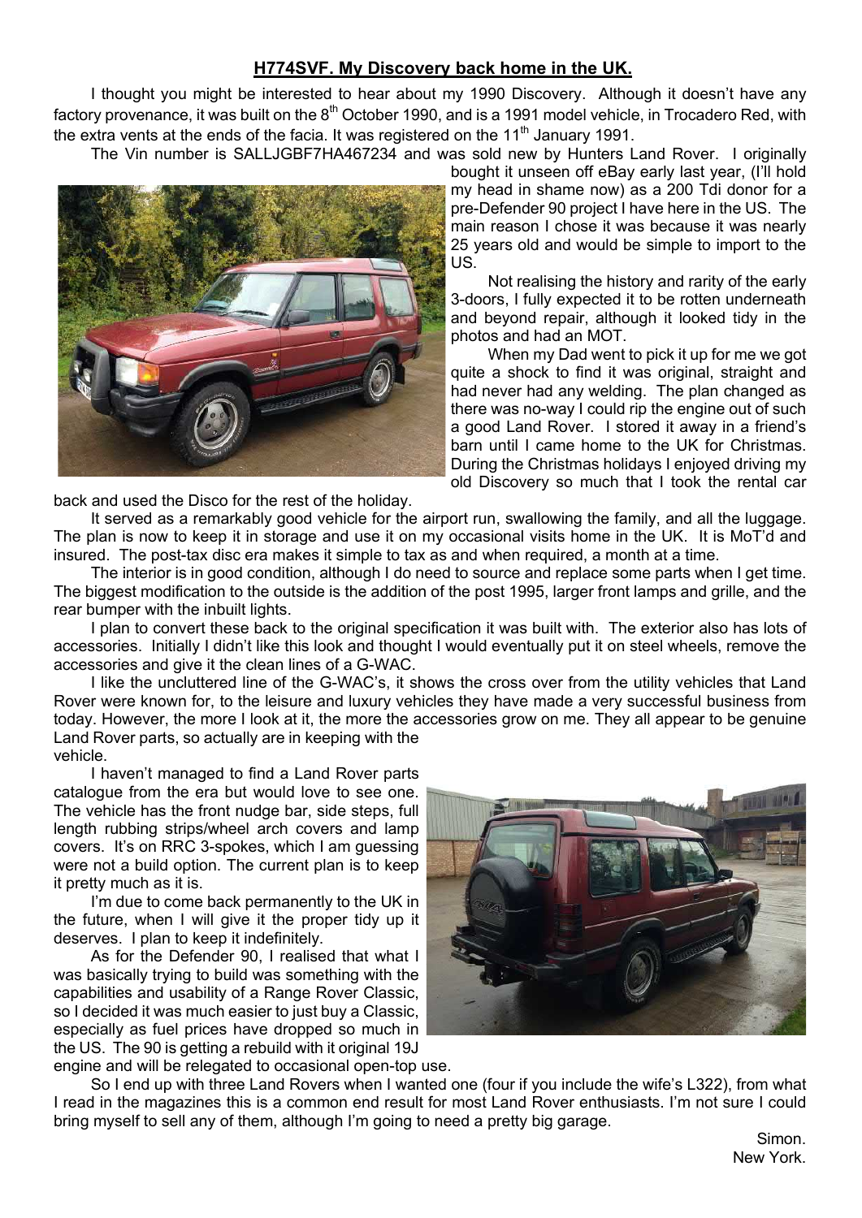# H774SVF. My Discovery back home in the UK.

I thought you might be interested to hear about my 1990 Discovery. Although it doesn't have any factory provenance, it was built on the 8th October 1990, and is a 1991 model vehicle, in Trocadero Red, with the extra vents at the ends of the facia. It was registered on the 11th January 1991.

The Vin number is SALLJGBF7HA467234 and was sold new by Hunters Land Rover. I originally bought it unseen off eBay early last year, (I'll hold my head in shame now) as a 200 Tdi donor for a pre-Defender 90 project I have here in the US. The main reason I chose it was because it was nearly 25 years old and would be simple to import to the US.

Not realising the history and rarity of the early 3-doors, I fully expected it to be rotten underneath and beyond repair, although it looked tidy in the photos and had an MOT.

When my Dad went to pick it up for me we got quite a shock to find it was original, straight and had never had any welding. The plan changed as there was no-way I could rip the engine out of such a good Land Rover. I stored it away in a friend's barn until I came home to the UK for Christmas. During the Christmas holidays I enjoyed driving my old Discovery so much that I took the rental car back and used the Disco for the rest of the holiday.

It served as a remarkably good vehicle for the airport run, swallowing the family, and all the luggage. The plan is now to keep it in storage and use it on my occasional visits home in the UK. It is MoT'd and insured. The post-tax disc era makes it simple to tax as and when required, a month at a time.

The interior is in good condition, although I do need to source and replace some parts when I get time. The biggest modification to the outside is the addition of the post 1995, larger front lamps and grille, and the rear bumper with the inbuilt lights.

I plan to convert these back to the original specification it was built with. The exterior also has lots of accessories. Initially I didn't like this look and thought I would eventually put it on steel wheels, remove the accessories and give it the clean lines of a G-WAC.

I like the uncluttered line of the G-WAC's, it shows the cross over from the utility vehicles that Land Rover were known for, to the leisure and luxury vehicles they have made a very successful business from today. However, the more I look at it, the more the accessories grow on me. They all appear to be genuine Land Rover parts, so actually are in keeping with the vehicle.

I haven't managed to find a Land Rover parts catalogue from the era but would love to see one. The vehicle has the front nudge bar, side steps, full length rubbing strips/wheel arch covers and lamp covers. It's on RRC 3-spokes, which I am guessing were not a build option. The current plan is to keep it pretty much as it is.

I'm due to come back permanently to the UK in the future, when I will give it the proper tidy up it deserves. I plan to keep it indefinitely.

As for the Defender 90, I realised that what I was basically trying to build was something with the capabilities and usability of a Range Rover Classic, so I decided it was much easier to just buy a Classic, especially as fuel prices have dropped so much in the US. The 90 is getting a rebuild with it original 19J engine and will be relegated to occasional open-top use.

So I end up with three Land Rovers when I wanted one (four if you include the wife's L322), from what I read in the magazines this is a common end result for most Land Rover enthusiasts. I'm not sure I could bring myself to sell any of them, although I'm going to need a pretty big garage.

Simon.
New York.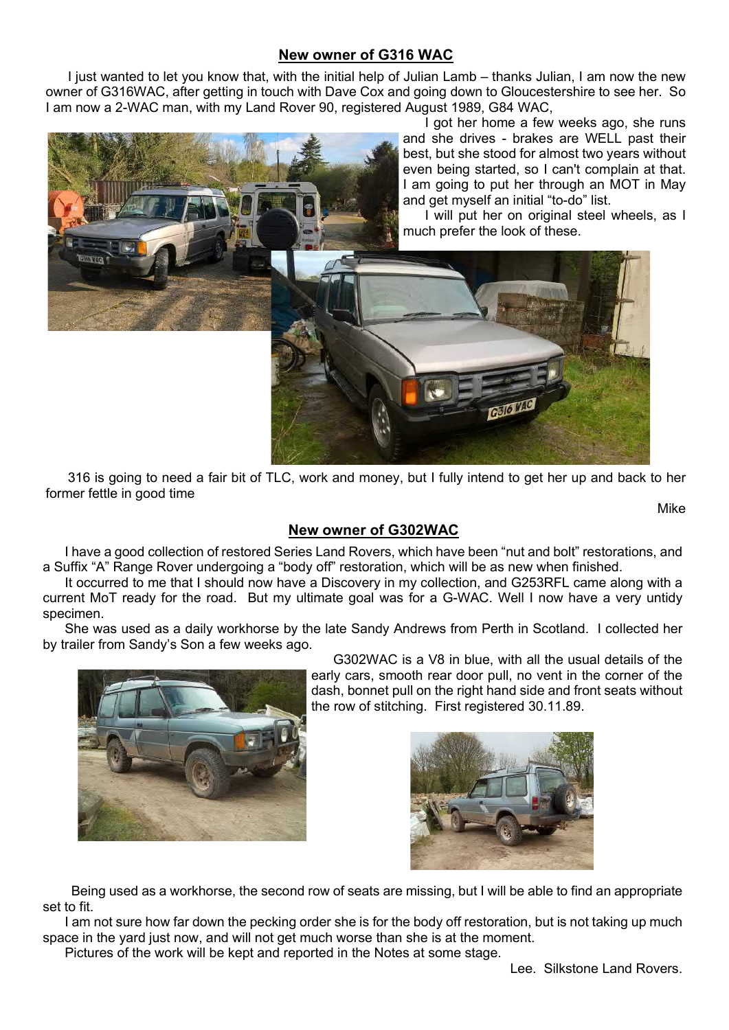## New owner of G316 WAC

I just wanted to let you know that, with the initial help of Julian Lamb – thanks Julian, I am now the new owner of G316WAC, after getting in touch with Dave Cox and going down to Gloucestershire to see her. So I am now a 2-WAC man, with my Land Rover 90, registered August 1989, G84 WAC,

I got her home a few weeks ago, she runs and she drives - brakes are WELL past their best, but she stood for almost two years without even being started, so I can't complain at that. I am going to put her through an MOT in May and get myself an initial "to-do" list.

I will put her on original steel wheels, as I much prefer the look of these.

316 is going to need a fair bit of TLC, work and money, but I fully intend to get her up and back to her former fettle in good time

Mike

## New owner of G302WAC

I have a good collection of restored Series Land Rovers, which have been "nut and bolt" restorations, and a Suffix "A" Range Rover undergoing a "body off" restoration, which will be as new when finished.

It occurred to me that I should now have a Discovery in my collection, and G253RFL came along with a current MoT ready for the road. But my ultimate goal was for a G-WAC. Well I now have a very untidy specimen.

She was used as a daily workhorse by the late Sandy Andrews from Perth in Scotland. I collected her by trailer from Sandy's Son a few weeks ago.

G302WAC is a V8 in blue, with all the usual details of the early cars, smooth rear door pull, no vent in the corner of the dash, bonnet pull on the right hand side and front seats without the row of stitching. First registered 30.11.89.

Being used as a workhorse, the second row of seats are missing, but I will be able to find an appropriate set to fit.

I am not sure how far down the pecking order she is for the body off restoration, but is not taking up much space in the yard just now, and will not get much worse than she is at the moment.

Pictures of the work will be kept and reported in the Notes at some stage.

Lee. Silkstone Land Rovers.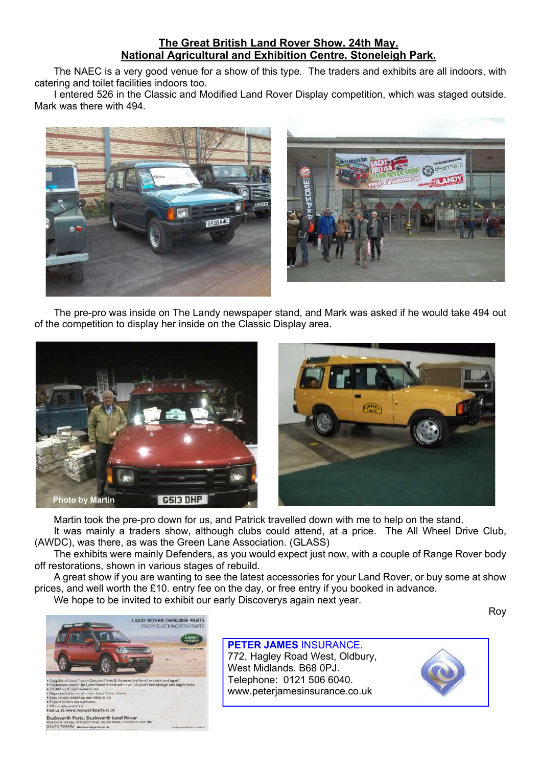## The Great British Land Rover Show. 24th May.
## National Agricultural and Exhibition Centre. Stoneleigh Park.

The NAEC is a very good venue for a show of this type. The traders and exhibits are all indoors, with catering and toilet facilities indoors too.

I entered 526 in the Classic and Modified Land Rover Display competition, which was staged outside. Mark was there with 494.

The pre-pro was inside on The Landy newspaper stand, and Mark was asked if he would take 494 out of the competition to display her inside on the Classic Display area.

Photo by Martin

Martin took the pre-pro down for us, and Patrick travelled down with me to help on the stand.

It was mainly a traders show, although clubs could attend, at a price. The All Wheel Drive Club, (AWDC), was there, as was the Green Lane Association. (GLASS)

The exhibits were mainly Defenders, as you would expect just now, with a couple of Range Rover body off restorations, shown in various stages of rebuild.

A great show if you are wanting to see the latest accessories for your Land Rover, or buy some at show prices, and well worth the £10. entry fee on the day, or free entry if you booked in advance.

We hope to be invited to exhibit our early Discoverys again next year.

Roy

LAND ROVER GENUINE PARTS FROM DUCKWORTH PARTS

- Supplier of Land Rover Genuine Parts & Accessories for all models and ages*
- Passionate about the Land Rover brand with over 30 years knowledge and experience
- 20,000 sq ft parts warehouse
- Representation at all major Land Rover shows
- Easy to use webshop and eBay shop
- Export orders are welcome
- Wholesale available

Find us at: www.duckworthparts.co.uk

Duckworth Parts, Duckworth Land Rover

01673 799396 duckworthparts.co.uk

**PETER JAMES** INSURANCE.
772, Hagley Road West, Oldbury,
West Midlands. B68 0PJ.
Telephone: 0121 506 6040.
www.peterjamesinsurance.co.uk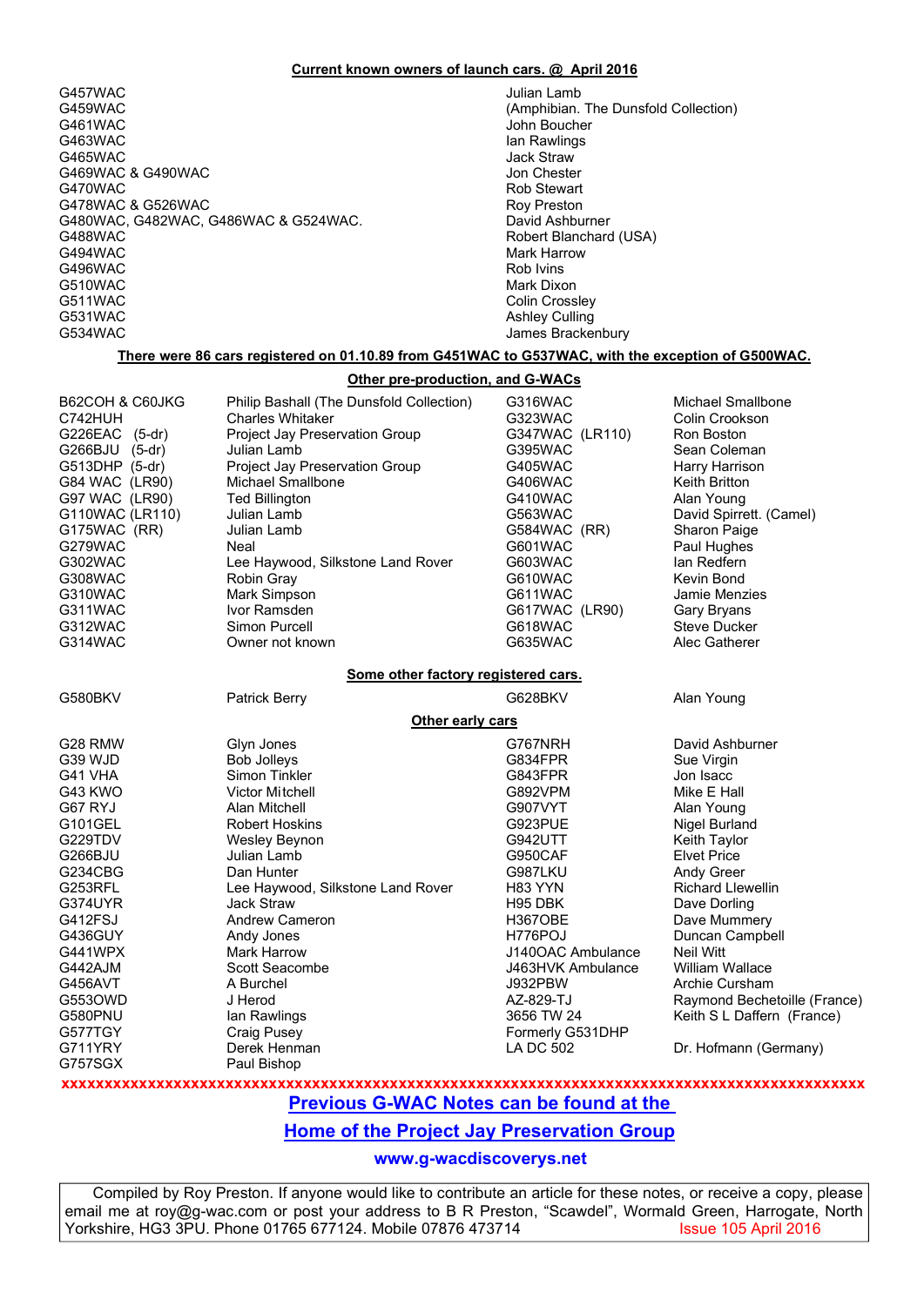**Current known owners of launch cars. @ April 2016**

| | |
|---|---|
| G457WAC | Julian Lamb |
| G459WAC | (Amphibian. The Dunsfold Collection) |
| G461WAC | John Boucher |
| G463WAC | Ian Rawlings |
| G465WAC | Jack Straw |
| G469WAC & G490WAC | Jon Chester |
| G470WAC | Rob Stewart |
| G478WAC & G526WAC | Roy Preston |
| G480WAC, G482WAC, G486WAC & G524WAC. | David Ashburner |
| G488WAC | Robert Blanchard (USA) |
| G494WAC | Mark Harrow |
| G496WAC | Rob Ivins |
| G510WAC | Mark Dixon |
| G511WAC | Colin Crossley |
| G531WAC | Ashley Culling |
| G534WAC | James Brackenbury |

**There were 86 cars registered on 01.10.89 from G451WAC to G537WAC, with the exception of G500WAC.**

**Other pre-production, and G-WACs**

| | | | |
|---|---|---|---|
| B62COH & C60JKG | Philip Bashall (The Dunsfold Collection) | G316WAC | Michael Smallbone |
| C742HUH | Charles Whitaker | G323WAC | Colin Crookson |
| G226EAC (5-dr) | Project Jay Preservation Group | G347WAC (LR110) | Ron Boston |
| G266BJU (5-dr) | Julian Lamb | G395WAC | Sean Coleman |
| G513DHP (5-dr) | Project Jay Preservation Group | G405WAC | Harry Harrison |
| G84 WAC (LR90) | Michael Smallbone | G406WAC | Keith Britton |
| G97 WAC (LR90) | Ted Billington | G410WAC | Alan Young |
| G110WAC (LR110) | Julian Lamb | G563WAC | David Spirrett. (Camel) |
| G175WAC (RR) | Julian Lamb | G584WAC (RR) | Sharon Paige |
| G279WAC | Neal | G601WAC | Paul Hughes |
| G302WAC | Lee Haywood, Silkstone Land Rover | G603WAC | Ian Redfern |
| G308WAC | Robin Gray | G610WAC | Kevin Bond |
| G310WAC | Mark Simpson | G611WAC | Jamie Menzies |
| G311WAC | Ivor Ramsden | G617WAC (LR90) | Gary Bryans |
| G312WAC | Simon Purcell | G618WAC | Steve Ducker |
| G314WAC | Owner not known | G635WAC | Alec Gatherer |

**Some other factory registered cars.**

| | | | |
|---|---|---|---|
| G580BKV | Patrick Berry | G628BKV | Alan Young |

**Other early cars**

| | | | |
|---|---|---|---|
| G28 RMW | Glyn Jones | G767NRH | David Ashburner |
| G39 WJD | Bob Jolleys | G834FPR | Sue Virgin |
| G41 VHA | Simon Tinkler | G843FPR | Jon Isacc |
| G43 KWO | Victor Mitchell | G892VPM | Mike E Hall |
| G67 RYJ | Alan Mitchell | G907VYT | Alan Young |
| G101GEL | Robert Hoskins | G923PUE | Nigel Burland |
| G229TDV | Wesley Beynon | G942UTT | Keith Taylor |
| G266BJU | Julian Lamb | G950CAF | Elvet Price |
| G234CBG | Dan Hunter | G987LKU | Andy Greer |
| G253RFL | Lee Haywood, Silkstone Land Rover | H83 YYN | Richard Llewellin |
| G374UYR | Jack Straw | H95 DBK | Dave Dorling |
| G412FSJ | Andrew Cameron | H367OBE | Dave Mummery |
| G436GUY | Andy Jones | H776POJ | Duncan Campbell |
| G441WPX | Mark Harrow | J140OAC Ambulance | Neil Witt |
| G442AJM | Scott Seacombe | J463HVK Ambulance | William Wallace |
| G456AVT | A Burchel | J932PBW | Archie Cursham |
| G553OWD | J Herod | AZ-829-TJ | Raymond Bechetoille (France) |
| G580PNU | Ian Rawlings | 3656 TW 24 | Keith S L Daffern (France) |
| G577TGY | Craig Pusey | Formerly G531DHP | |
| G711YRY | Derek Henman | LA DC 502 | Dr. Hofmann (Germany) |
| G757SGX | Paul Bishop | | |

xxxxxxxxxxxxxxxxxxxxxxxxxxxxxxxxxxxxxxxxxxxxxxxxxxxxxxxxxxxxxxxxxxxxxxxxxxxxxxxxxxxxxxxxxx

**Previous G-WAC Notes can be found at the**

**Home of the Project Jay Preservation Group**

**www.g-wacdiscoverys.net**

Compiled by Roy Preston. If anyone would like to contribute an article for these notes, or receive a copy, please email me at roy@g-wac.com or post your address to B R Preston, "Scawdel", Wormald Green, Harrogate, North Yorkshire, HG3 3PU. Phone 01765 677124. Mobile 07876 473714 Issue 105 April 2016